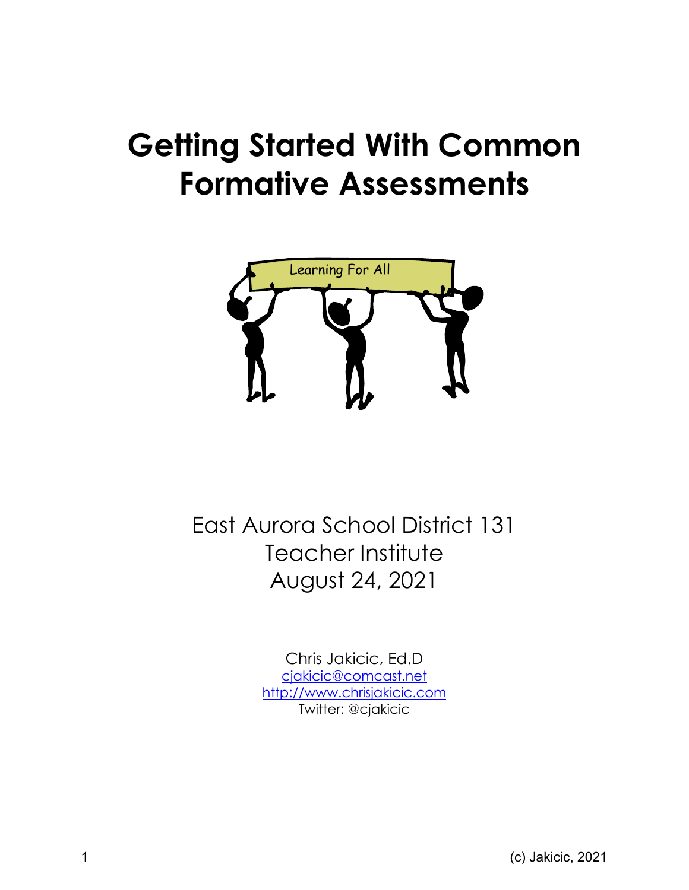# Getting Started With Common Formative Assessments

East Aurora School District 131
Teacher Institute
August 24, 2021

Chris Jakicic, Ed.D
[cjakicic@comcast.net](mailto:cjakicic@comcast.net)
[http://www.chrisjakicic.com](http://www.chrisjakicic.com)
Twitter: @cjakicic

(c) Jakicic, 2021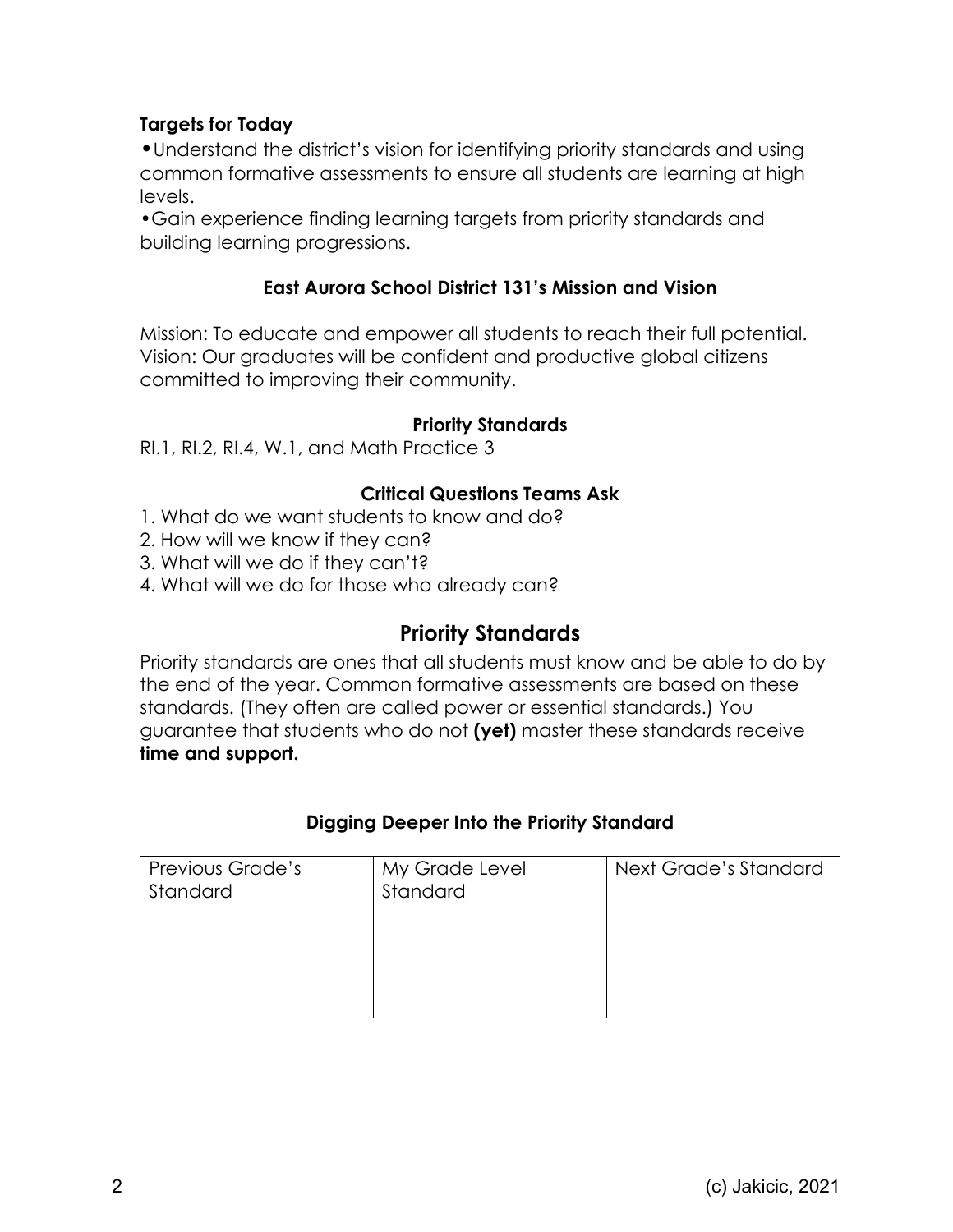**Targets for Today**

•Understand the district's vision for identifying priority standards and using common formative assessments to ensure all students are learning at high levels.

•Gain experience finding learning targets from priority standards and building learning progressions.

### East Aurora School District 131's Mission and Vision

Mission: To educate and empower all students to reach their full potential.
Vision: Our graduates will be confident and productive global citizens committed to improving their community.

### Priority Standards

RI.1, RI.2, RI.4, W.1, and Math Practice 3

### Critical Questions Teams Ask

1. What do we want students to know and do?
2. How will we know if they can?
3. What will we do if they can't?
4. What will we do for those who already can?

## Priority Standards

Priority standards are ones that all students must know and be able to do by the end of the year. Common formative assessments are based on these standards. (They often are called power or essential standards.) You guarantee that students who do not **(yet)** master these standards receive **time and support.**

### Digging Deeper Into the Priority Standard

| Previous Grade's Standard | My Grade Level Standard | Next Grade's Standard |
|---|---|---|
| | | |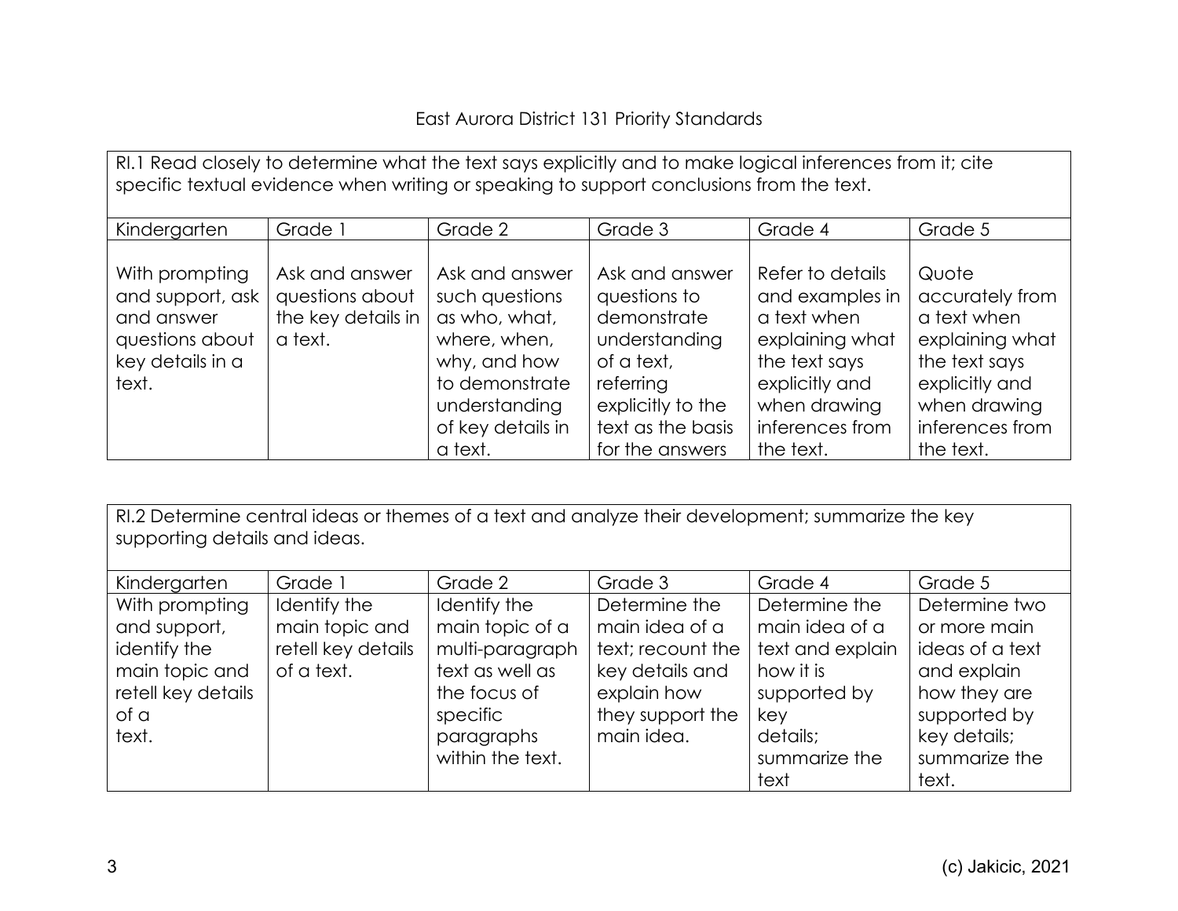East Aurora District 131 Priority Standards

| RI.1 Read closely to determine what the text says explicitly and to make logical inferences from it; cite specific textual evidence when writing or speaking to support conclusions from the text. | | | | | |
|---|---|---|---|---|---|
| Kindergarten | Grade 1 | Grade 2 | Grade 3 | Grade 4 | Grade 5 |
| With prompting and support, ask and answer questions about key details in a text. | Ask and answer questions about the key details in a text. | Ask and answer such questions as who, what, where, when, why, and how to demonstrate understanding of key details in a text. | Ask and answer questions to demonstrate understanding of a text, referring explicitly to the text as the basis for the answers | Refer to details and examples in a text when explaining what the text says explicitly and when drawing inferences from the text. | Quote accurately from a text when explaining what the text says explicitly and when drawing inferences from the text. |

| RI.2 Determine central ideas or themes of a text and analyze their development; summarize the key supporting details and ideas. | | | | | |
|---|---|---|---|---|---|
| Kindergarten | Grade 1 | Grade 2 | Grade 3 | Grade 4 | Grade 5 |
| With prompting and support, identify the main topic and retell key details of a text. | Identify the main topic and retell key details of a text. | Identify the main topic of a multi-paragraph text as well as the focus of specific paragraphs within the text. | Determine the main idea of a text; recount the key details and explain how they support the main idea. | Determine the main idea of a text and explain how it is supported by key details; summarize the text | Determine two or more main ideas of a text and explain how they are supported by key details; summarize the text. |

(c) Jakicic, 2021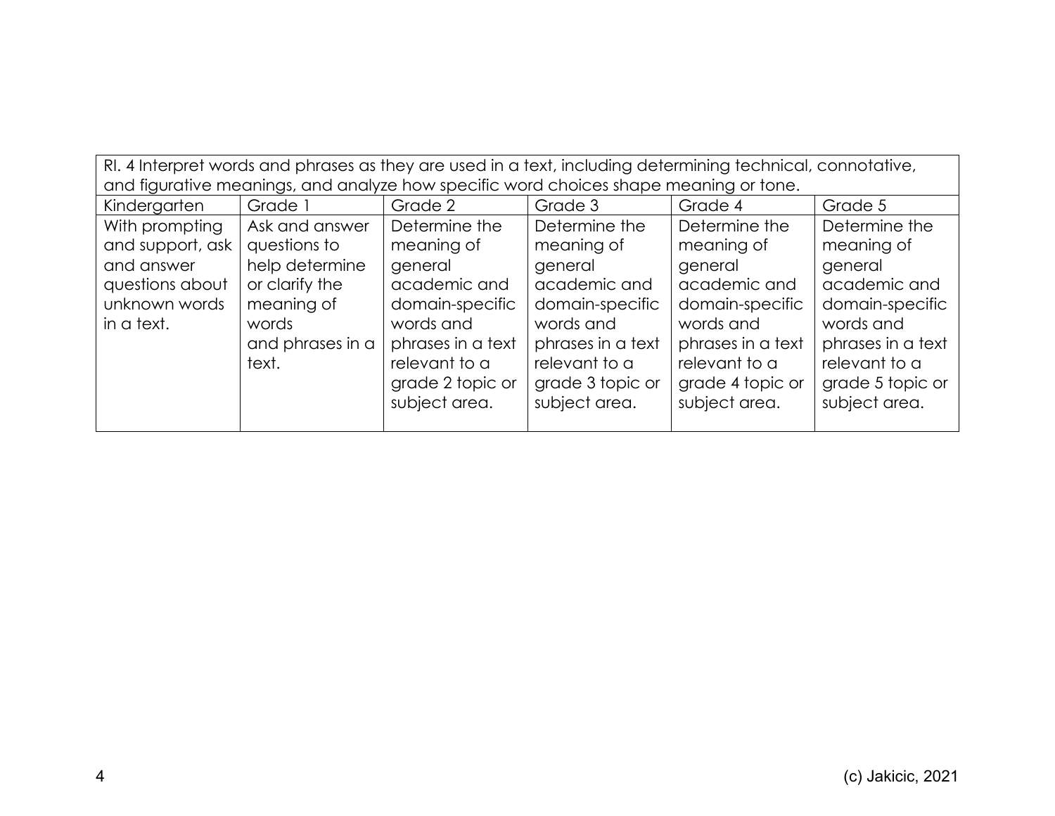| RI. 4 Interpret words and phrases as they are used in a text, including determining technical, connotative, and figurative meanings, and analyze how specific word choices shape meaning or tone. | | | | | |
|---|---|---|---|---|---|
| Kindergarten | Grade 1 | Grade 2 | Grade 3 | Grade 4 | Grade 5 |
| With prompting and support, ask and answer questions about unknown words in a text. | Ask and answer questions to help determine or clarify the meaning of words and phrases in a text. | Determine the meaning of general academic and domain-specific words and phrases in a text relevant to a grade 2 topic or subject area. | Determine the meaning of general academic and domain-specific words and phrases in a text relevant to a grade 3 topic or subject area. | Determine the meaning of general academic and domain-specific words and phrases in a text relevant to a grade 4 topic or subject area. | Determine the meaning of general academic and domain-specific words and phrases in a text relevant to a grade 5 topic or subject area. |

(c) Jakicic, 2021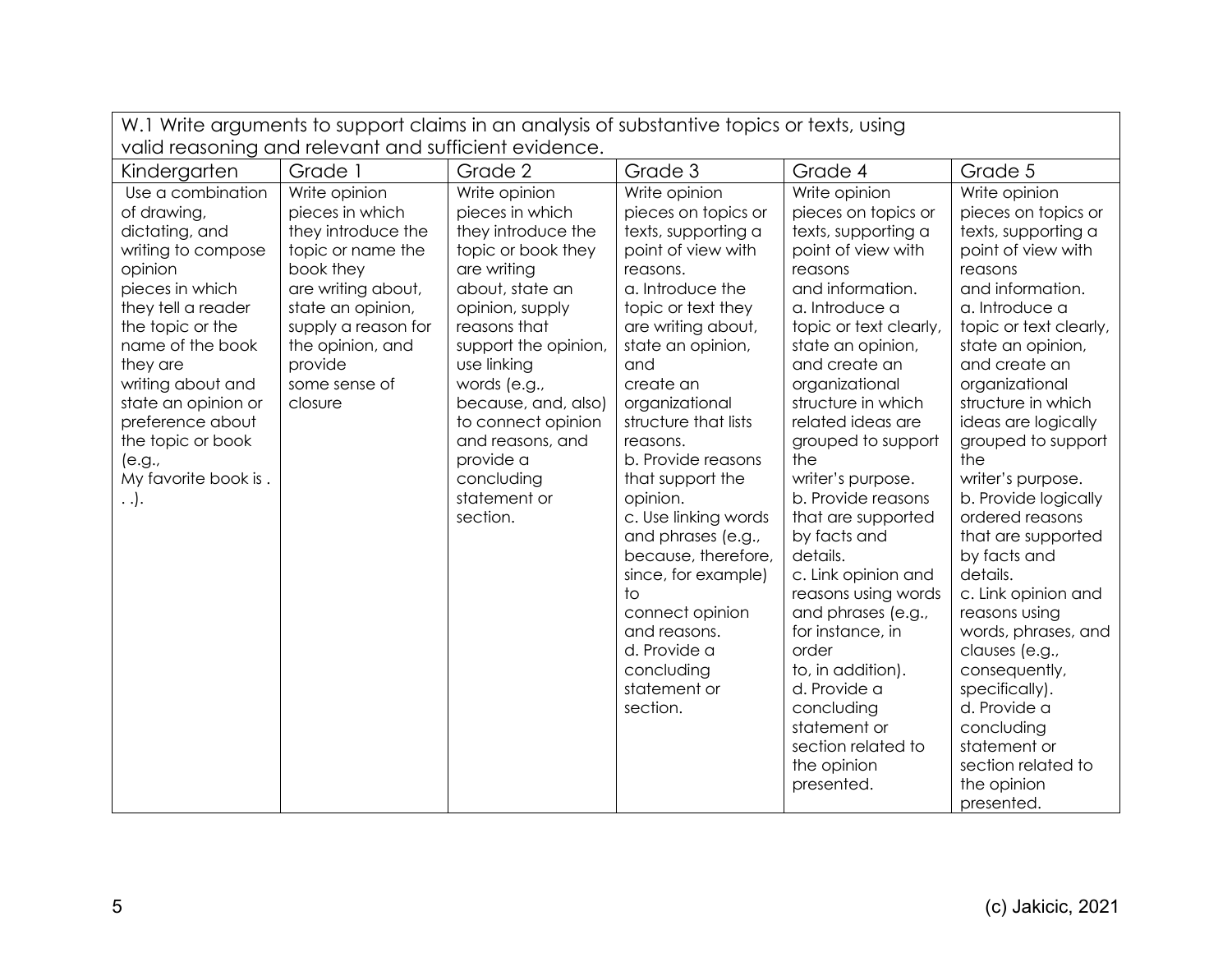| W.1 Write arguments to support claims in an analysis of substantive topics or texts, using valid reasoning and relevant and sufficient evidence. | | | | | |
|---|---|---|---|---|---|
| Kindergarten | Grade 1 | Grade 2 | Grade 3 | Grade 4 | Grade 5 |
| Use a combination of drawing, dictating, and writing to compose opinion pieces in which they tell a reader the topic or the name of the book they are writing about and state an opinion or preference about the topic or book (e.g., My favorite book is . . .). | Write opinion pieces in which they introduce the topic or name the book they are writing about, state an opinion, supply a reason for the opinion, and provide some sense of closure | Write opinion pieces in which they introduce the topic or book they are writing about, state an opinion, supply reasons that support the opinion, use linking words (e.g., because, and, also) to connect opinion and reasons, and provide a concluding statement or section. | Write opinion pieces on topics or texts, supporting a point of view with reasons.<br>a. Introduce the topic or text they are writing about, state an opinion, and create an organizational structure that lists reasons.<br>b. Provide reasons that support the opinion.<br>c. Use linking words and phrases (e.g., because, therefore, since, for example) to connect opinion and reasons.<br>d. Provide a concluding statement or section. | Write opinion pieces on topics or texts, supporting a point of view with reasons and information.<br>a. Introduce a topic or text clearly, state an opinion, and create an organizational structure in which related ideas are grouped to support the writer's purpose.<br>b. Provide reasons that are supported by facts and details.<br>c. Link opinion and reasons using words and phrases (e.g., for instance, in order to, in addition).<br>d. Provide a concluding statement or section related to the opinion presented. | Write opinion pieces on topics or texts, supporting a point of view with reasons and information.<br>a. Introduce a topic or text clearly, state an opinion, and create an organizational structure in which ideas are logically grouped to support the writer's purpose.<br>b. Provide logically ordered reasons that are supported by facts and details.<br>c. Link opinion and reasons using words, phrases, and clauses (e.g., consequently, specifically).<br>d. Provide a concluding statement or section related to the opinion presented. |

(c) Jakicic, 2021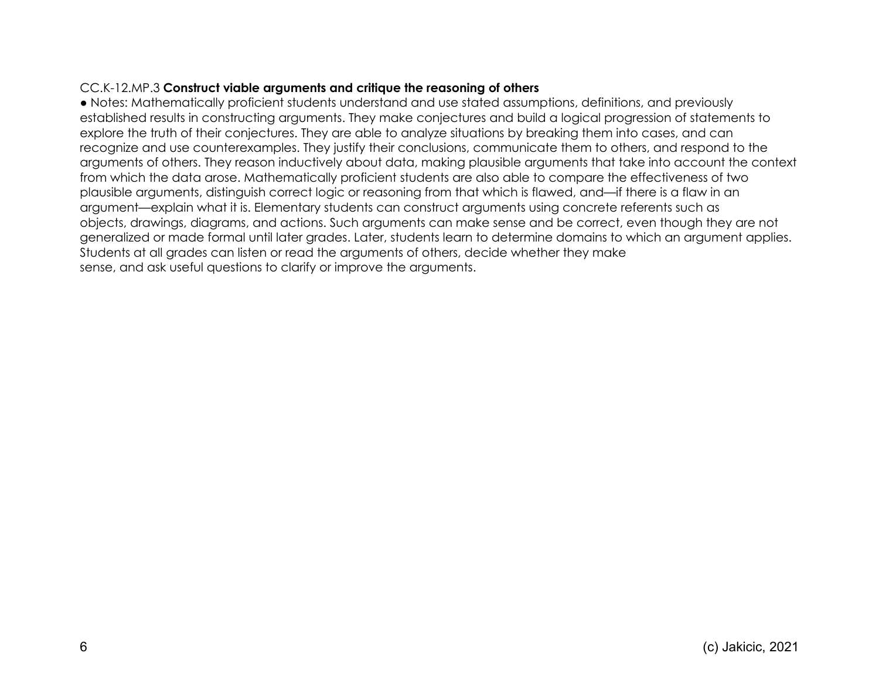CC.K-12.MP.3 **Construct viable arguments and critique the reasoning of others**

- Notes: Mathematically proficient students understand and use stated assumptions, definitions, and previously established results in constructing arguments. They make conjectures and build a logical progression of statements to explore the truth of their conjectures. They are able to analyze situations by breaking them into cases, and can recognize and use counterexamples. They justify their conclusions, communicate them to others, and respond to the arguments of others. They reason inductively about data, making plausible arguments that take into account the context from which the data arose. Mathematically proficient students are also able to compare the effectiveness of two plausible arguments, distinguish correct logic or reasoning from that which is flawed, and—if there is a flaw in an argument—explain what it is. Elementary students can construct arguments using concrete referents such as objects, drawings, diagrams, and actions. Such arguments can make sense and be correct, even though they are not generalized or made formal until later grades. Later, students learn to determine domains to which an argument applies. Students at all grades can listen or read the arguments of others, decide whether they make sense, and ask useful questions to clarify or improve the arguments.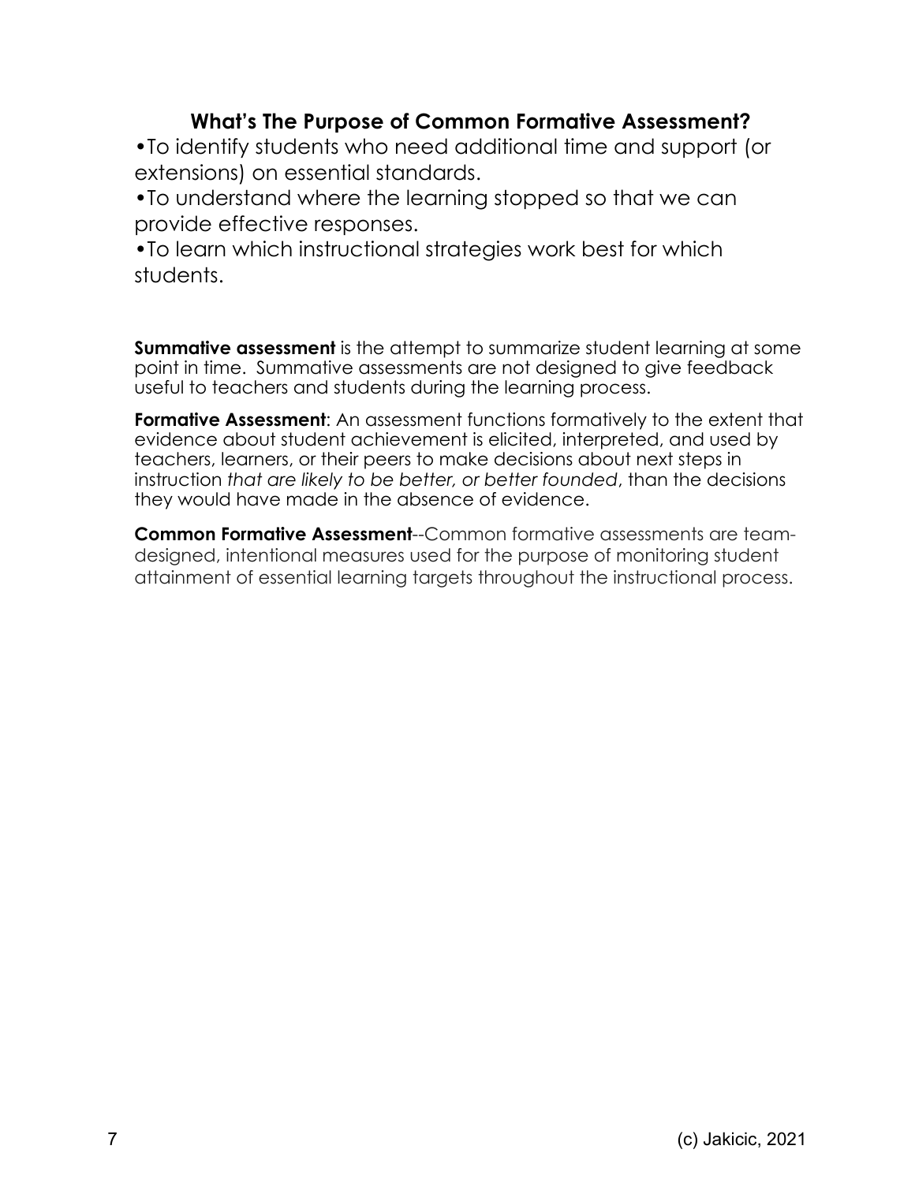## What's The Purpose of Common Formative Assessment?

- To identify students who need additional time and support (or extensions) on essential standards.
- To understand where the learning stopped so that we can provide effective responses.
- To learn which instructional strategies work best for which students.

**Summative assessment** is the attempt to summarize student learning at some point in time. Summative assessments are not designed to give feedback useful to teachers and students during the learning process.

**Formative Assessment**: An assessment functions formatively to the extent that evidence about student achievement is elicited, interpreted, and used by teachers, learners, or their peers to make decisions about next steps in instruction *that are likely to be better, or better founded*, than the decisions they would have made in the absence of evidence.

**Common Formative Assessment**--Common formative assessments are team-designed, intentional measures used for the purpose of monitoring student attainment of essential learning targets throughout the instructional process.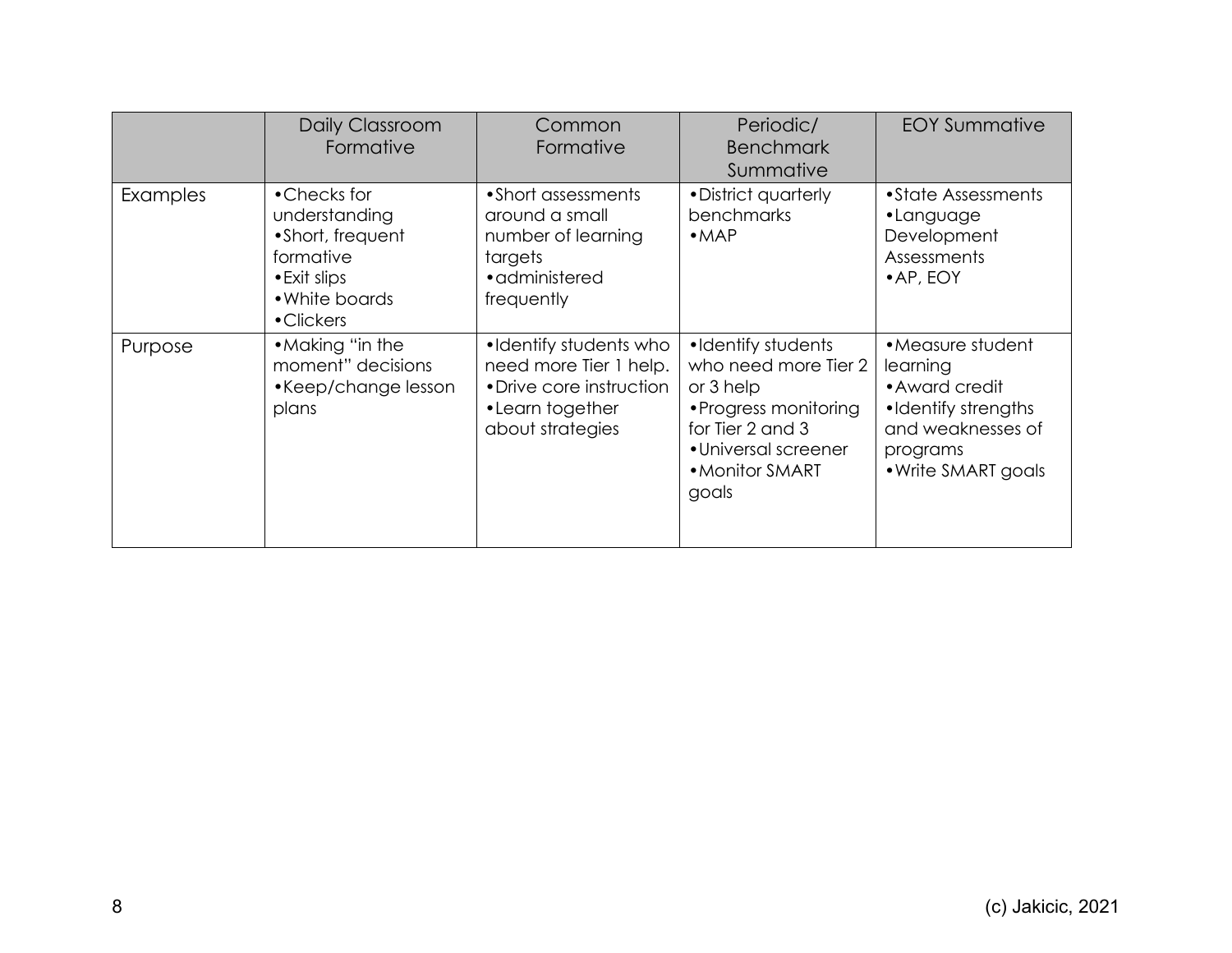| | Daily Classroom Formative | Common Formative | Periodic/ Benchmark Summative | EOY Summative |
|---|---|---|---|---|
| Examples | •Checks for understanding<br>•Short, frequent formative<br>•Exit slips<br>•White boards<br>•Clickers | •Short assessments around a small number of learning targets<br>•administered frequently | •District quarterly benchmarks<br>•MAP | •State Assessments<br>•Language Development Assessments<br>•AP, EOY |
| Purpose | •Making "in the moment" decisions<br>•Keep/change lesson plans | •Identify students who need more Tier 1 help.<br>•Drive core instruction<br>•Learn together about strategies | •Identify students who need more Tier 2 or 3 help<br>•Progress monitoring for Tier 2 and 3<br>•Universal screener<br>•Monitor SMART goals | •Measure student learning<br>•Award credit<br>•Identify strengths and weaknesses of programs<br>•Write SMART goals |

(c) Jakicic, 2021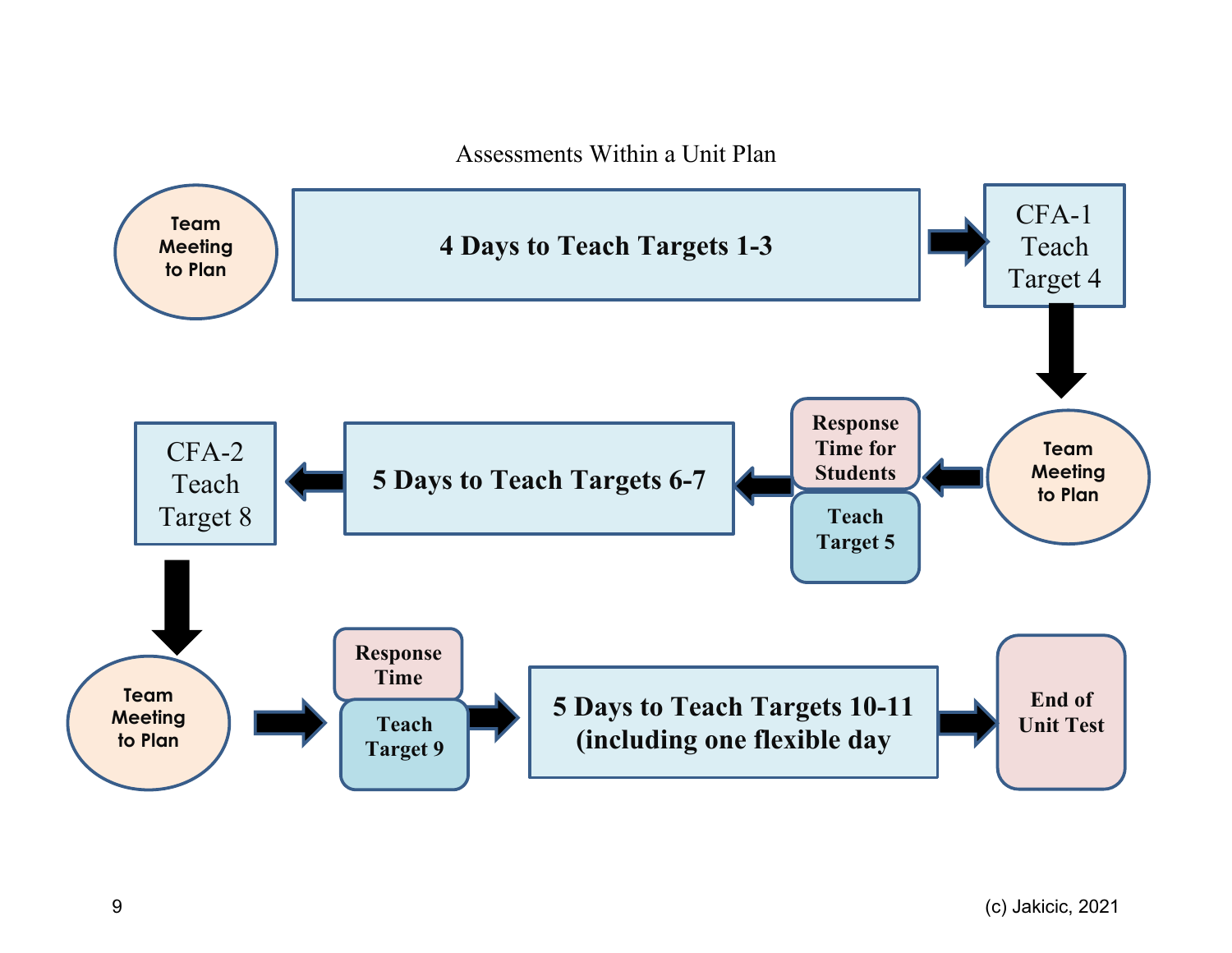Assessments Within a Unit Plan

Team Meeting to Plan

**4 Days to Teach Targets 1-3**

CFA-1 Teach Target 4

Team Meeting to Plan

**Response Time for Students**

**Teach Target 5**

**5 Days to Teach Targets 6-7**

CFA-2 Teach Target 8

Team Meeting to Plan

**Response Time**

**Teach Target 9**

**5 Days to Teach Targets 10-11 (including one flexible day**

**End of Unit Test**

(c) Jakicic, 2021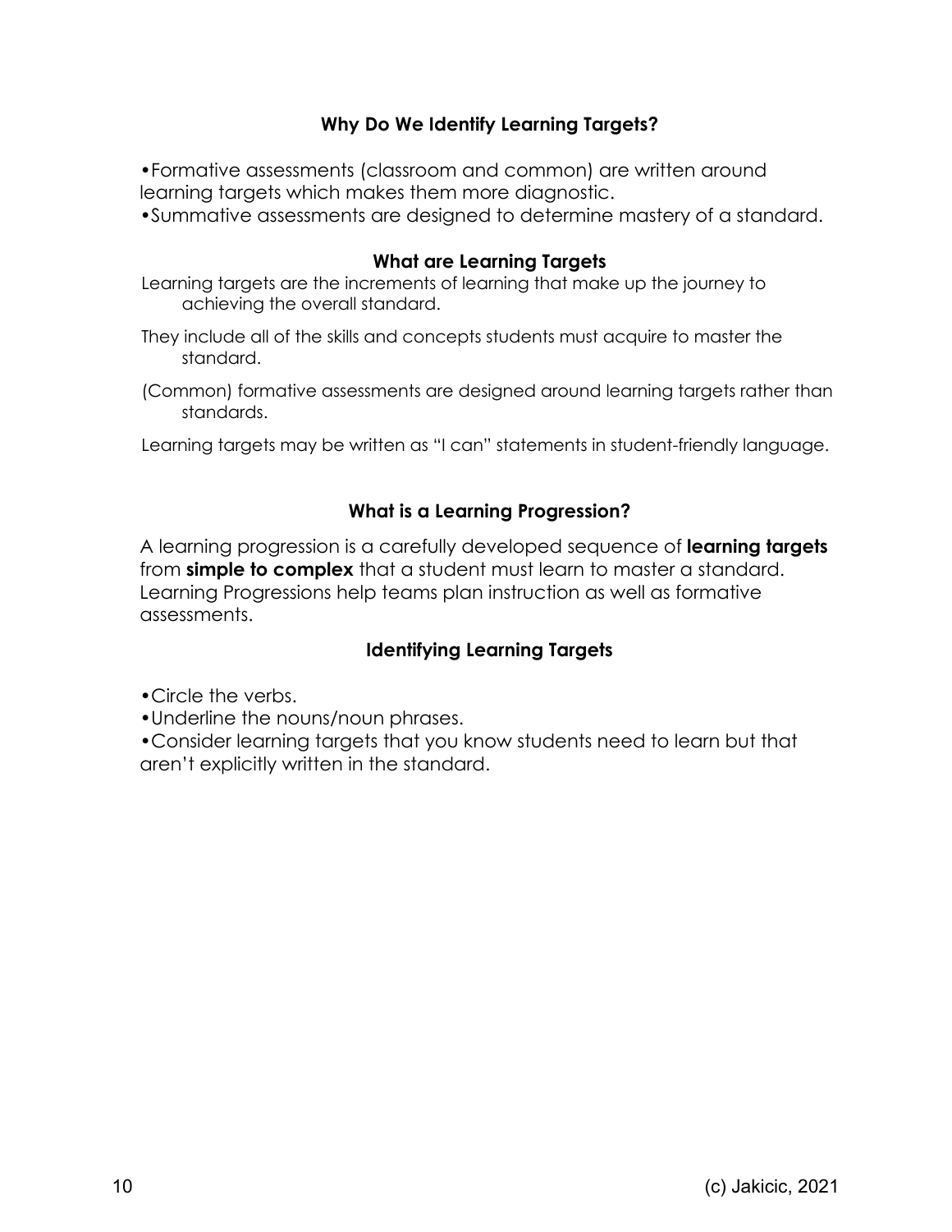## Why Do We Identify Learning Targets?

- Formative assessments (classroom and common) are written around learning targets which makes them more diagnostic.
- Summative assessments are designed to determine mastery of a standard.

## What are Learning Targets

Learning targets are the increments of learning that make up the journey to achieving the overall standard.

They include all of the skills and concepts students must acquire to master the standard.

(Common) formative assessments are designed around learning targets rather than standards.

Learning targets may be written as "I can" statements in student-friendly language.

## What is a Learning Progression?

A learning progression is a carefully developed sequence of **learning targets** from **simple to complex** that a student must learn to master a standard. Learning Progressions help teams plan instruction as well as formative assessments.

## Identifying Learning Targets

- Circle the verbs.
- Underline the nouns/noun phrases.
- Consider learning targets that you know students need to learn but that aren't explicitly written in the standard.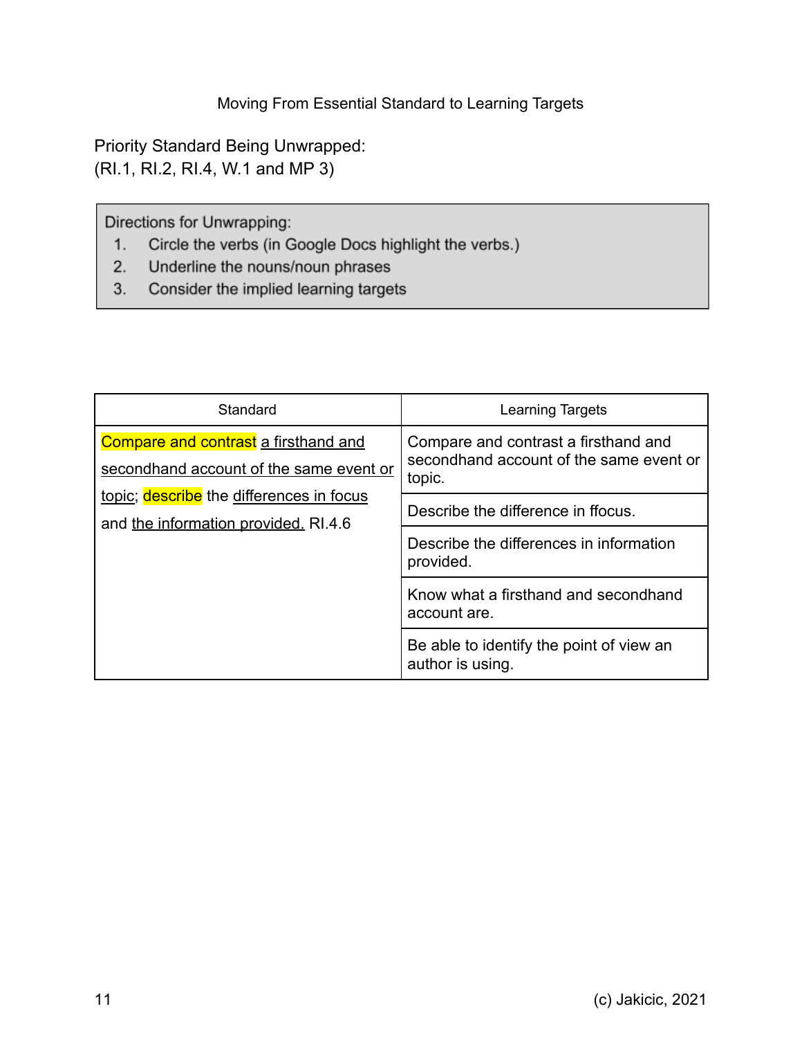# Moving From Essential Standard to Learning Targets

Priority Standard Being Unwrapped:
(RI.1, RI.2, RI.4, W.1 and MP 3)

Directions for Unwrapping:

1. Circle the verbs (in Google Docs highlight the verbs.)
2. Underline the nouns/noun phrases
3. Consider the implied learning targets

| Standard | Learning Targets |
|---|---|
| Compare and contrast a firsthand and secondhand account of the same event or topic; describe the differences in focus and the information provided. RI.4.6 | Compare and contrast a firsthand and secondhand account of the same event or topic. |
| | Describe the difference in ffocus. |
| | Describe the differences in information provided. |
| | Know what a firsthand and secondhand account are. |
| | Be able to identify the point of view an author is using. |

(c) Jakicic, 2021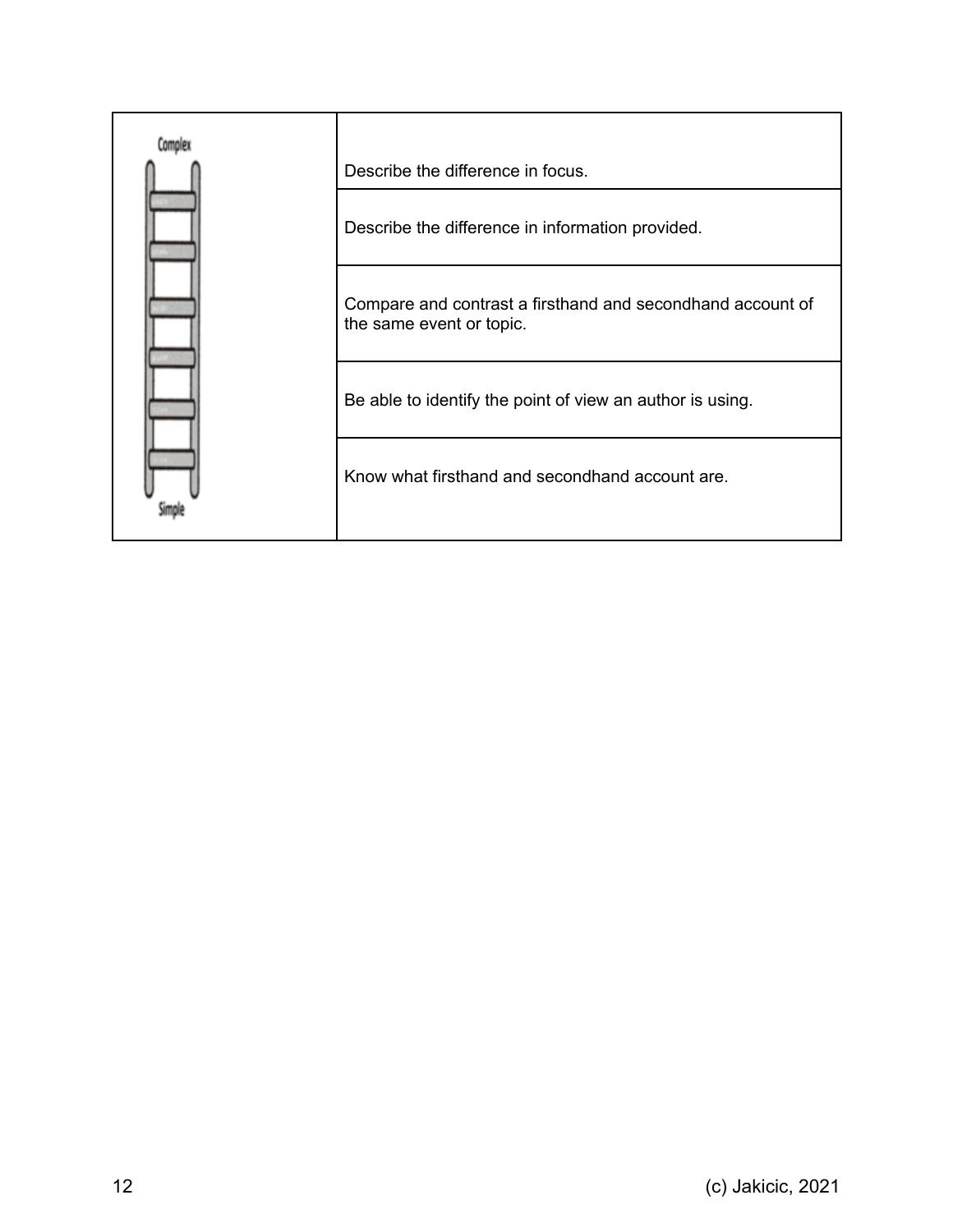| Complex → Simple | |
|---|---|
| | Describe the difference in focus. |
| | Describe the difference in information provided. |
| | Compare and contrast a firsthand and secondhand account of the same event or topic. |
| | Be able to identify the point of view an author is using. |
| | Know what firsthand and secondhand account are. |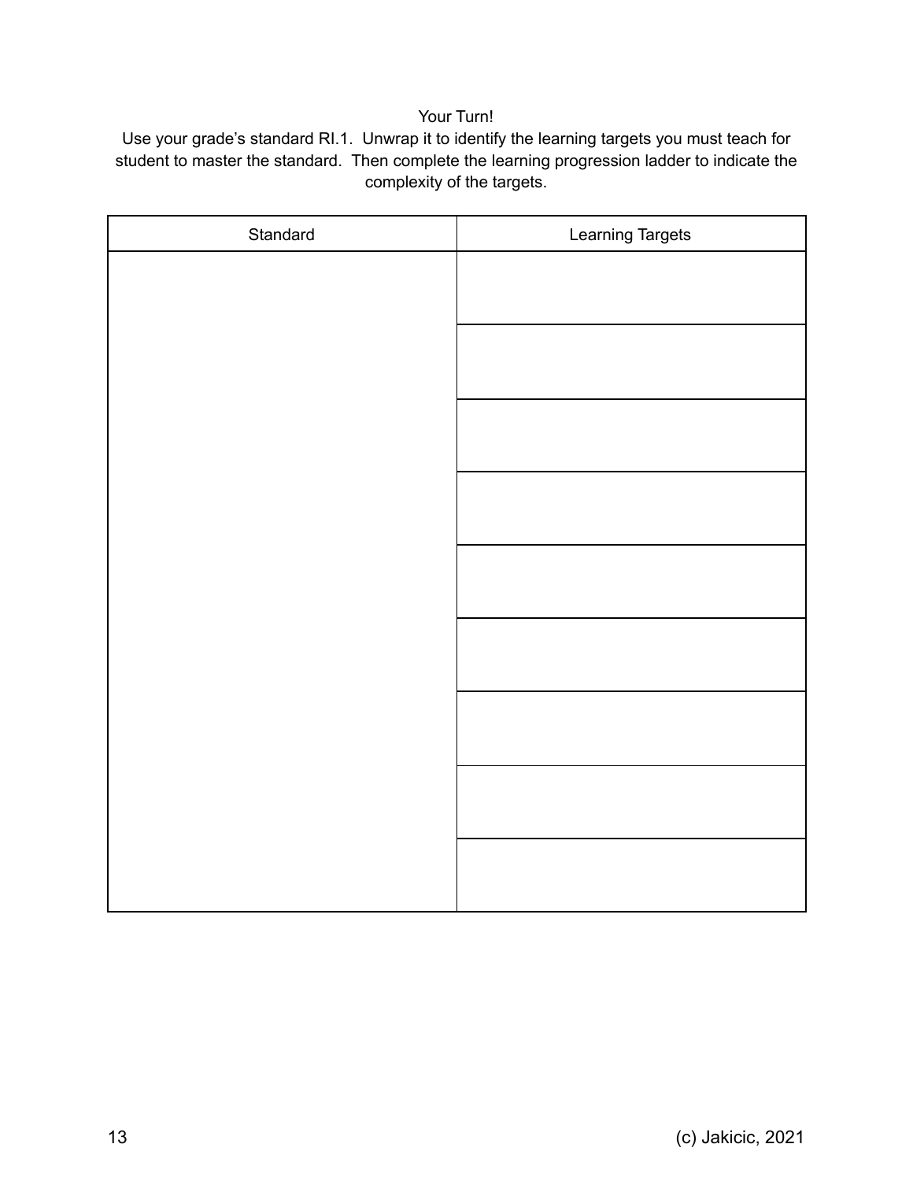Your Turn!

Use your grade's standard RI.1. Unwrap it to identify the learning targets you must teach for student to master the standard. Then complete the learning progression ladder to indicate the complexity of the targets.

| Standard | Learning Targets |
| --- | --- |
| | |
| | |
| | |
| | |
| | |
| | |
| | |
| | |
| | |

(c) Jakicic, 2021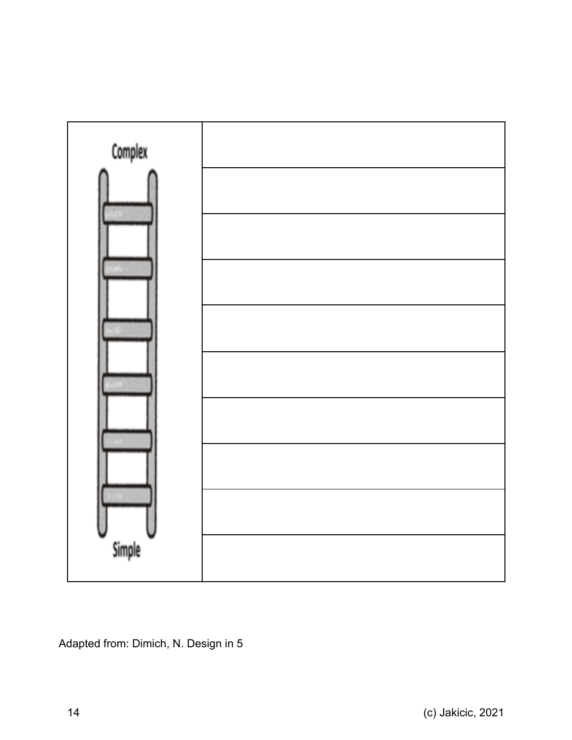| Complex | |
|---|---|
| | |
| | |
| | |
| | |
| | |
| | |
| | |
| | |
| Simple | |

Adapted from: Dimich, N. Design in 5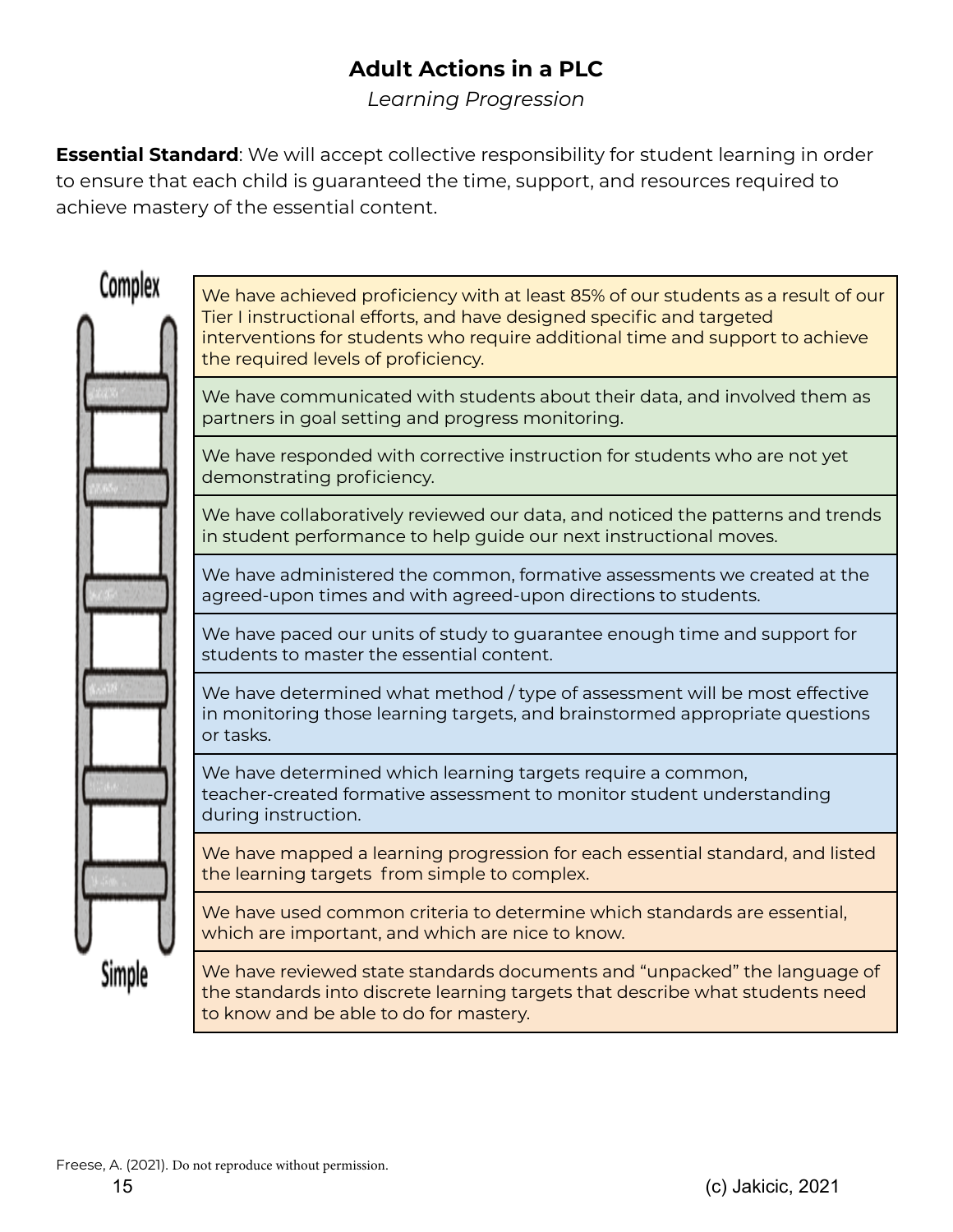## Adult Actions in a PLC

*Learning Progression*

**Essential Standard**: We will accept collective responsibility for student learning in order to ensure that each child is guaranteed the time, support, and resources required to achieve mastery of the essential content.

Complex

| |
|---|
| We have achieved proficiency with at least 85% of our students as a result of our Tier I instructional efforts, and have designed specific and targeted interventions for students who require additional time and support to achieve the required levels of proficiency. |
| We have communicated with students about their data, and involved them as partners in goal setting and progress monitoring. |
| We have responded with corrective instruction for students who are not yet demonstrating proficiency. |
| We have collaboratively reviewed our data, and noticed the patterns and trends in student performance to help guide our next instructional moves. |
| We have administered the common, formative assessments we created at the agreed-upon times and with agreed-upon directions to students. |
| We have paced our units of study to guarantee enough time and support for students to master the essential content. |
| We have determined what method / type of assessment will be most effective in monitoring those learning targets, and brainstormed appropriate questions or tasks. |
| We have determined which learning targets require a common, teacher-created formative assessment to monitor student understanding during instruction. |
| We have mapped a learning progression for each essential standard, and listed the learning targets from simple to complex. |
| We have used common criteria to determine which standards are essential, which are important, and which are nice to know. |
| We have reviewed state standards documents and "unpacked" the language of the standards into discrete learning targets that describe what students need to know and be able to do for mastery. |

Simple

Freese, A. (2021). Do not reproduce without permission.

(c) Jakicic, 2021